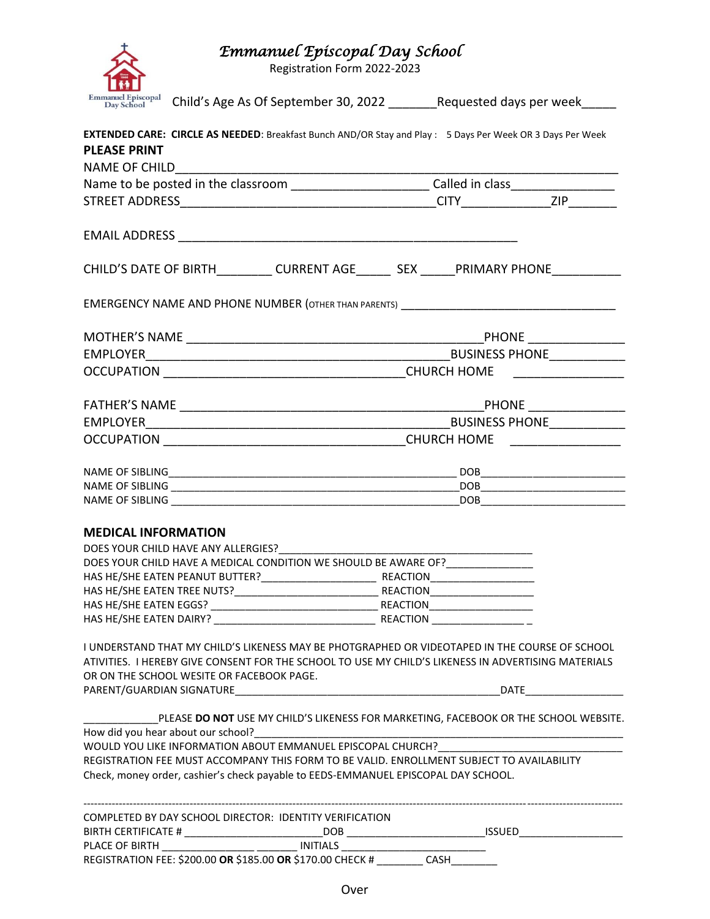# *Emmanuel Episcopal Day School*

Registration Form 2022-2023

Emmanuel Episcopal Day School

Child's Age As Of September 30, 2022 _______Requested days per week_____

**EXTENDED CARE: CIRCLE AS NEEDED**: Breakfast Bunch AND/OR Stay and Play : 5 Days Per Week OR 3 Days Per Week

**PLEASE PRINT**

NAME OF CHILD_______________________________________________________________

Name to be posted in the classroom ____________________ Called in class_______________

STREET ADDRESS______________________________________CITY_____________ZIP_______

EMAIL ADDRESS __________________________________________________

CHILD'S DATE OF BIRTH________ CURRENT AGE_____ SEX _____PRIMARY PHONE__________

EMERGENCY NAME AND PHONE NUMBER (OTHER THAN PARENTS) ________________________________

MOTHER'S NAME ____________________________________________PHONE ______________

EMPLOYER_____________________________________________BUSINESS PHONE___________

OCCUPATION ____________________________________CHURCH HOME ________________

FATHER'S NAME _____________________________________________PHONE ______________

EMPLOYER_____________________________________________BUSINESS PHONE___________

OCCUPATION ____________________________________CHURCH HOME ________________

NAME OF SIBLING_______________________________________________ DOB_________________________

NAME OF SIBLING _______________________________________________DOB_________________________

NAME OF SIBLING _______________________________________________DOB_________________________

**MEDICAL INFORMATION**

DOES YOUR CHILD HAVE ANY ALLERGIES?_____________________________________________

DOES YOUR CHILD HAVE A MEDICAL CONDITION WE SHOULD BE AWARE OF?______________

HAS HE/SHE EATEN PEANUT BUTTER?____________________ REACTION__________________

HAS HE/SHE EATEN TREE NUTS?_________________________ REACTION__________________

HAS HE/SHE EATEN EGGS? ____________________________ REACTION__________________

HAS HE/SHE EATEN DAIRY? ___________________________ REACTION ________________ _

I UNDERSTAND THAT MY CHILD'S LIKENESS MAY BE PHOTGRAPHED OR VIDEOTAPED IN THE COURSE OF SCHOOL ATIVITIES. I HEREBY GIVE CONSENT FOR THE SCHOOL TO USE MY CHILD'S LIKENESS IN ADVERTISING MATERIALS OR ON THE SCHOOL WESITE OR FACEBOOK PAGE.

PARENT/GUARDIAN SIGNATURE______________________________________________DATE_________________

_____________PLEASE **DO NOT** USE MY CHILD'S LIKENESS FOR MARKETING, FACEBOOK OR THE SCHOOL WEBSITE.

How did you hear about our school?____________________________________________________________

WOULD YOU LIKE INFORMATION ABOUT EMMANUEL EPISCOPAL CHURCH?_______________________________

REGISTRATION FEE MUST ACCOMPANY THIS FORM TO BE VALID. ENROLLMENT SUBJECT TO AVAILABILITY

Check, money order, cashier's check payable to EEDS-EMMANUEL EPISCOPAL DAY SCHOOL.

---

COMPLETED BY DAY SCHOOL DIRECTOR: IDENTITY VERIFICATION

BIRTH CERTIFICATE # ________________________DOB _______________________ISSUED__________________

PLACE OF BIRTH ________________ _______ INITIALS ________________________

REGISTRATION FEE: $200.00 **OR** $185.00 **OR** $170.00 CHECK # ________ CASH________

Over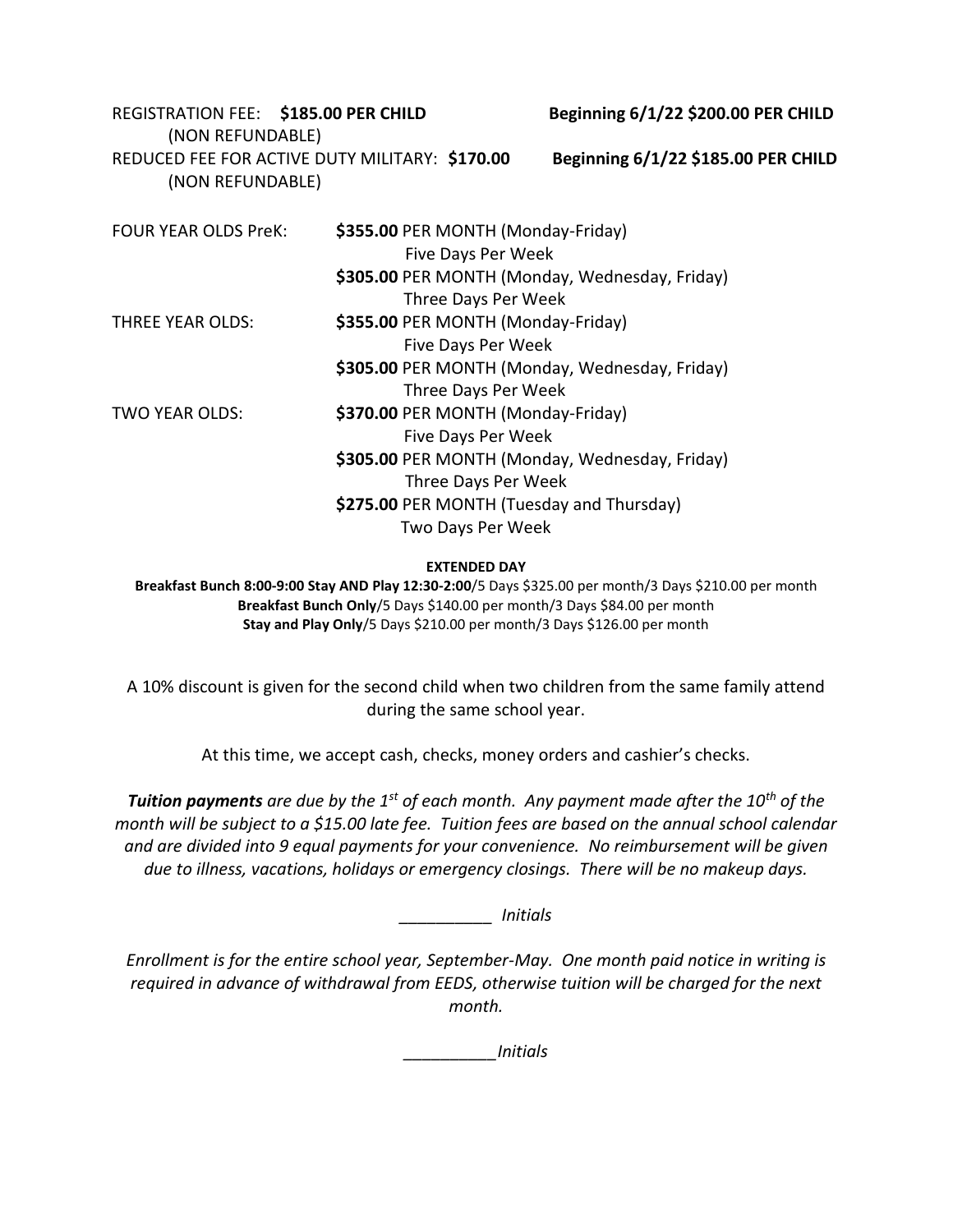REGISTRATION FEE: **$185.00 PER CHILD** **Beginning 6/1/22 $200.00 PER CHILD**
(NON REFUNDABLE)

REDUCED FEE FOR ACTIVE DUTY MILITARY: **$170.00** **Beginning 6/1/22 $185.00 PER CHILD**
(NON REFUNDABLE)

| | |
|---|---|
| FOUR YEAR OLDS PreK: | **$355.00** PER MONTH (Monday-Friday)<br>Five Days Per Week |
| | **$305.00** PER MONTH (Monday, Wednesday, Friday)<br>Three Days Per Week |
| THREE YEAR OLDS: | **$355.00** PER MONTH (Monday-Friday)<br>Five Days Per Week |
| | **$305.00** PER MONTH (Monday, Wednesday, Friday)<br>Three Days Per Week |
| TWO YEAR OLDS: | **$370.00** PER MONTH (Monday-Friday)<br>Five Days Per Week |
| | **$305.00** PER MONTH (Monday, Wednesday, Friday)<br>Three Days Per Week |
| | **$275.00** PER MONTH (Tuesday and Thursday)<br>Two Days Per Week |

**EXTENDED DAY**

**Breakfast Bunch 8:00-9:00 Stay AND Play 12:30-2:00**/5 Days $325.00 per month/3 Days $210.00 per month
**Breakfast Bunch Only**/5 Days $140.00 per month/3 Days $84.00 per month
**Stay and Play Only**/5 Days $210.00 per month/3 Days $126.00 per month

A 10% discount is given for the second child when two children from the same family attend during the same school year.

At this time, we accept cash, checks, money orders and cashier's checks.

***Tuition payments*** *are due by the 1st of each month. Any payment made after the 10th of the month will be subject to a $15.00 late fee. Tuition fees are based on the annual school calendar and are divided into 9 equal payments for your convenience. No reimbursement will be given due to illness, vacations, holidays or emergency closings. There will be no makeup days.*

__________ *Initials*

*Enrollment is for the entire school year, September-May. One month paid notice in writing is required in advance of withdrawal from EEDS, otherwise tuition will be charged for the next month.*

__________*Initials*